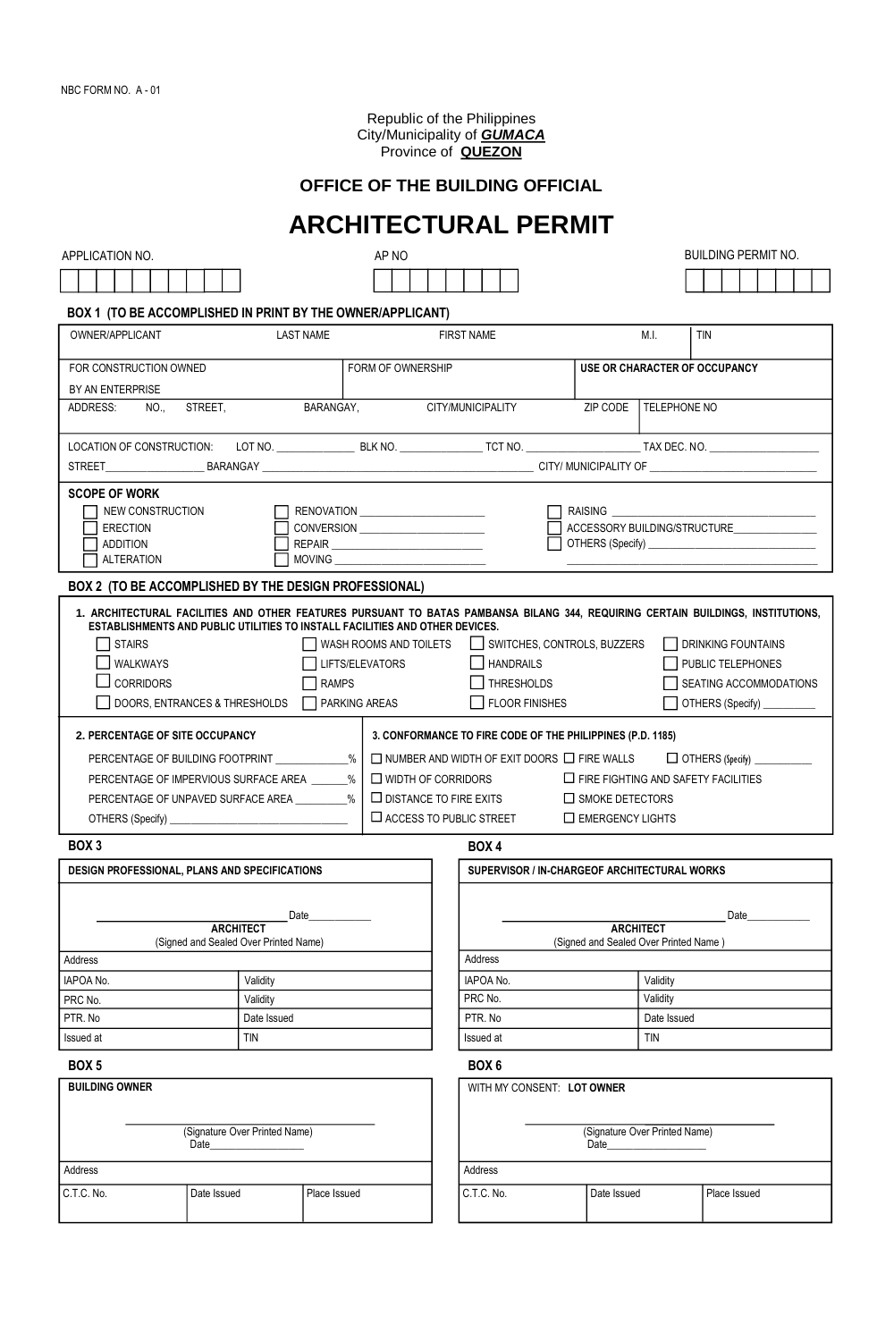NBC FORM NO. A - 01

Republic of the Philippines
City/Municipality of ***GUMACA***
Province of **QUEZON**

### OFFICE OF THE BUILDING OFFICIAL

# ARCHITECTURAL PERMIT

| APPLICATION NO. | AP NO | BUILDING PERMIT NO. |
|---|---|---|
| | | |

**BOX 1 (TO BE ACCOMPLISHED IN PRINT BY THE OWNER/APPLICANT)**

| OWNER/APPLICANT | LAST NAME | FIRST NAME | M.I. | TIN |
|---|---|---|---|---|
| FOR CONSTRUCTION OWNED BY AN ENTERPRISE | FORM OF OWNERSHIP | | **USE OR CHARACTER OF OCCUPANCY** | |
| ADDRESS: NO., STREET, | BARANGAY, | CITY/MUNICIPALITY | ZIP CODE | TELEPHONE NO |

LOCATION OF CONSTRUCTION: LOT NO. ______________ BLK NO. ______________ TCT NO. ____________________ TAX DEC. NO. ____________________

STREET__________________ BARANGAY ______________________________________________ CITY/ MUNICIPALITY OF ______________________________

**SCOPE OF WORK**

- ☐ NEW CONSTRUCTION
- ☐ ERECTION
- ☐ ADDITION
- ☐ ALTERATION
- ☐ RENOVATION ______________________
- ☐ CONVERSION ______________________
- ☐ REPAIR __________________________
- ☐ MOVING __________________________
- ☐ RAISING __________________________________
- ☐ ACCESSORY BUILDING/STRUCTURE______________
- ☐ OTHERS (Specify) ______________________________

**BOX 2 (TO BE ACCOMPLISHED BY THE DESIGN PROFESSIONAL)**

**1. ARCHITECTURAL FACILITIES AND OTHER FEATURES PURSUANT TO BATAS PAMBANSA BILANG 344, REQUIRING CERTAIN BUILDINGS, INSTITUTIONS, ESTABLISHMENTS AND PUBLIC UTILITIES TO INSTALL FACILITIES AND OTHER DEVICES.**

- ☐ STAIRS
- ☐ WALKWAYS
- ☐ CORRIDORS
- ☐ DOORS, ENTRANCES & THRESHOLDS
- ☐ WASH ROOMS AND TOILETS
- ☐ LIFTS/ELEVATORS
- ☐ RAMPS
- ☐ PARKING AREAS
- ☐ SWITCHES, CONTROLS, BUZZERS
- ☐ HANDRAILS
- ☐ THRESHOLDS
- ☐ FLOOR FINISHES
- ☐ DRINKING FOUNTAINS
- ☐ PUBLIC TELEPHONES
- ☐ SEATING ACCOMMODATIONS
- ☐ OTHERS (Specify) _________

**2. PERCENTAGE OF SITE OCCUPANCY**

PERCENTAGE OF BUILDING FOOTPRINT _____________%
PERCENTAGE OF IMPERVIOUS SURFACE AREA _______%
PERCENTAGE OF UNPAVED SURFACE AREA _________%
OTHERS (Specify) _________________________________

**3. CONFORMANCE TO FIRE CODE OF THE PHILIPPINES (P.D. 1185)**

- ☐ NUMBER AND WIDTH OF EXIT DOORS
- ☐ WIDTH OF CORRIDORS
- ☐ DISTANCE TO FIRE EXITS
- ☐ ACCESS TO PUBLIC STREET
- ☐ FIRE WALLS
- ☐ FIRE FIGHTING AND SAFETY FACILITIES
- ☐ SMOKE DETECTORS
- ☐ EMERGENCY LIGHTS
- ☐ OTHERS (Specify) ___________

**BOX 3**

**DESIGN PROFESSIONAL, PLANS AND SPECIFICATIONS**

______________________________ Date___________
**ARCHITECT**
(Signed and Sealed Over Printed Name)

| Address | |
|---|---|
| IAPOA No. | Validity |
| PRC No. | Validity |
| PTR. No | Date Issued |
| Issued at | TIN |

**BOX 4**

**SUPERVISOR / IN-CHARGEOF ARCHITECTURAL WORKS**

______________________________ Date___________
**ARCHITECT**
(Signed and Sealed Over Printed Name )

| Address | |
|---|---|
| IAPOA No. | Validity |
| PRC No. | Validity |
| PTR. No | Date Issued |
| Issued at | TIN |

**BOX 5**

**BUILDING OWNER**

______________________________
(Signature Over Printed Name)
Date_________________

| Address | | |
|---|---|---|
| C.T.C. No. | Date Issued | Place Issued |

**BOX 6**

WITH MY CONSENT: **LOT OWNER**

______________________________
(Signature Over Printed Name)
Date_________________

| Address | | |
|---|---|---|
| C.T.C. No. | Date Issued | Place Issued |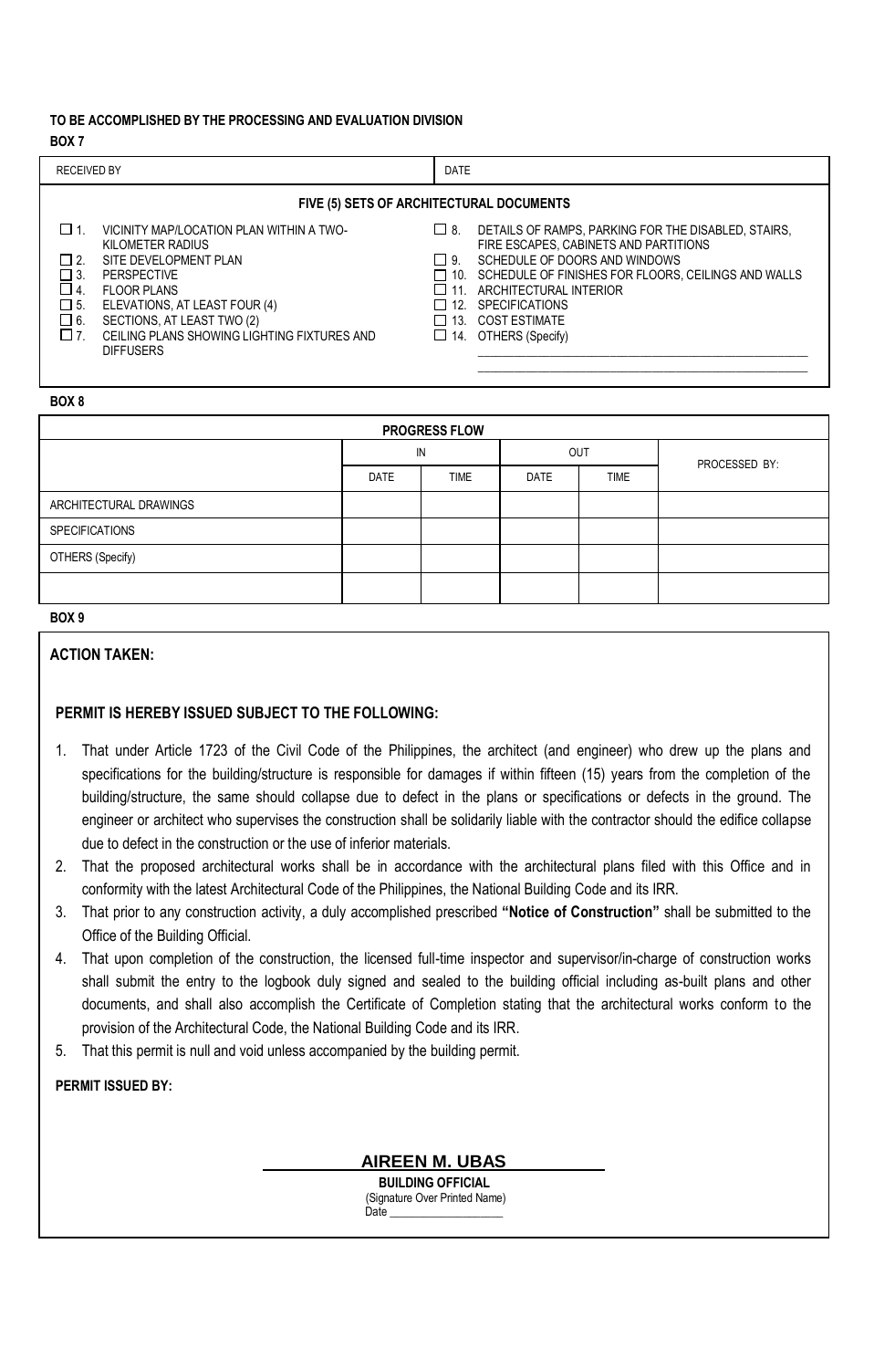**TO BE ACCOMPLISHED BY THE PROCESSING AND EVALUATION DIVISION**

**BOX 7**

| RECEIVED BY | DATE |
|---|---|

**FIVE (5) SETS OF ARCHITECTURAL DOCUMENTS**

- ☐ 1. VICINITY MAP/LOCATION PLAN WITHIN A TWO-KILOMETER RADIUS
- ☐ 2. SITE DEVELOPMENT PLAN
- ☐ 3. PERSPECTIVE
- ☐ 4. FLOOR PLANS
- ☐ 5. ELEVATIONS, AT LEAST FOUR (4)
- ☐ 6. SECTIONS, AT LEAST TWO (2)
- ☐ 7. CEILING PLANS SHOWING LIGHTING FIXTURES AND DIFFUSERS
- ☐ 8. DETAILS OF RAMPS, PARKING FOR THE DISABLED, STAIRS, FIRE ESCAPES, CABINETS AND PARTITIONS
- ☐ 9. SCHEDULE OF DOORS AND WINDOWS
- ☐ 10. SCHEDULE OF FINISHES FOR FLOORS, CEILINGS AND WALLS
- ☐ 11. ARCHITECTURAL INTERIOR
- ☐ 12. SPECIFICATIONS
- ☐ 13. COST ESTIMATE
- ☐ 14. OTHERS (Specify) ____________________

**BOX 8**

**PROGRESS FLOW**

| | IN | | OUT | | PROCESSED BY: |
|---|---|---|---|---|---|
| | DATE | TIME | DATE | TIME | |
| ARCHITECTURAL DRAWINGS | | | | | |
| SPECIFICATIONS | | | | | |
| OTHERS (Specify) | | | | | |
| | | | | | |

**BOX 9**

**ACTION TAKEN:**

**PERMIT IS HEREBY ISSUED SUBJECT TO THE FOLLOWING:**

1. That under Article 1723 of the Civil Code of the Philippines, the architect (and engineer) who drew up the plans and specifications for the building/structure is responsible for damages if within fifteen (15) years from the completion of the building/structure, the same should collapse due to defect in the plans or specifications or defects in the ground. The engineer or architect who supervises the construction shall be solidarily liable with the contractor should the edifice collapse due to defect in the construction or the use of inferior materials.
2. That the proposed architectural works shall be in accordance with the architectural plans filed with this Office and in conformity with the latest Architectural Code of the Philippines, the National Building Code and its IRR.
3. That prior to any construction activity, a duly accomplished prescribed **"Notice of Construction"** shall be submitted to the Office of the Building Official.
4. That upon completion of the construction, the licensed full-time inspector and supervisor/in-charge of construction works shall submit the entry to the logbook duly signed and sealed to the building official including as-built plans and other documents, and shall also accomplish the Certificate of Completion stating that the architectural works conform to the provision of the Architectural Code, the National Building Code and its IRR.
5. That this permit is null and void unless accompanied by the building permit.

**PERMIT ISSUED BY:**

**AIREEN M. UBAS**

**BUILDING OFFICIAL**

(Signature Over Printed Name)

Date ____________________